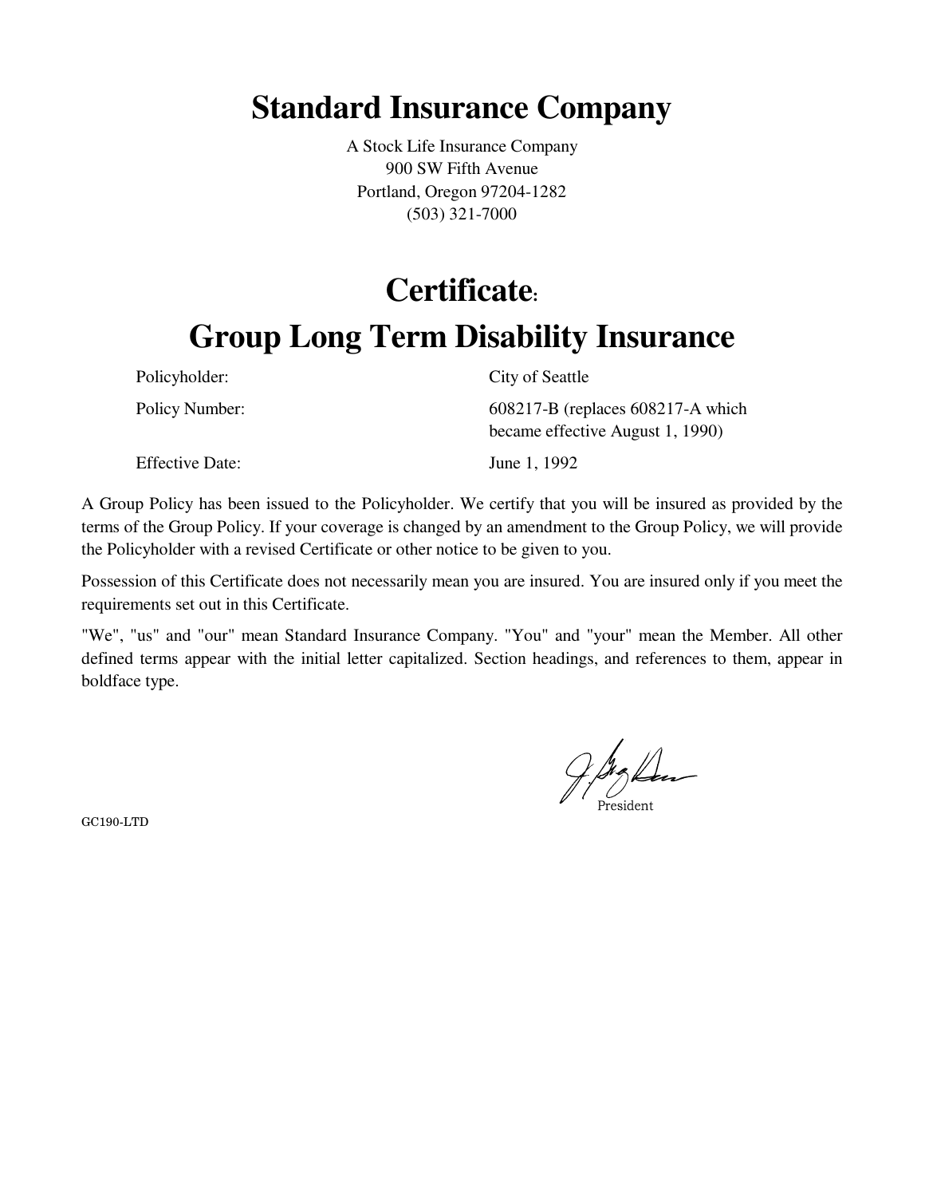# Standard Insurance Company

A Stock Life Insurance Company
900 SW Fifth Avenue
Portland, Oregon 97204-1282
(503) 321-7000

# Certificate:
# Group Long Term Disability Insurance

| | |
|---|---|
| Policyholder: | City of Seattle |
| Policy Number: | 608217-B (replaces 608217-A which became effective August 1, 1990) |
| Effective Date: | June 1, 1992 |

A Group Policy has been issued to the Policyholder. We certify that you will be insured as provided by the terms of the Group Policy. If your coverage is changed by an amendment to the Group Policy, we will provide the Policyholder with a revised Certificate or other notice to be given to you.

Possession of this Certificate does not necessarily mean you are insured. You are insured only if you meet the requirements set out in this Certificate.

"We", "us" and "our" mean Standard Insurance Company. "You" and "your" mean the Member. All other defined terms appear with the initial letter capitalized. Section headings, and references to them, appear in boldface type.

President

GC190-LTD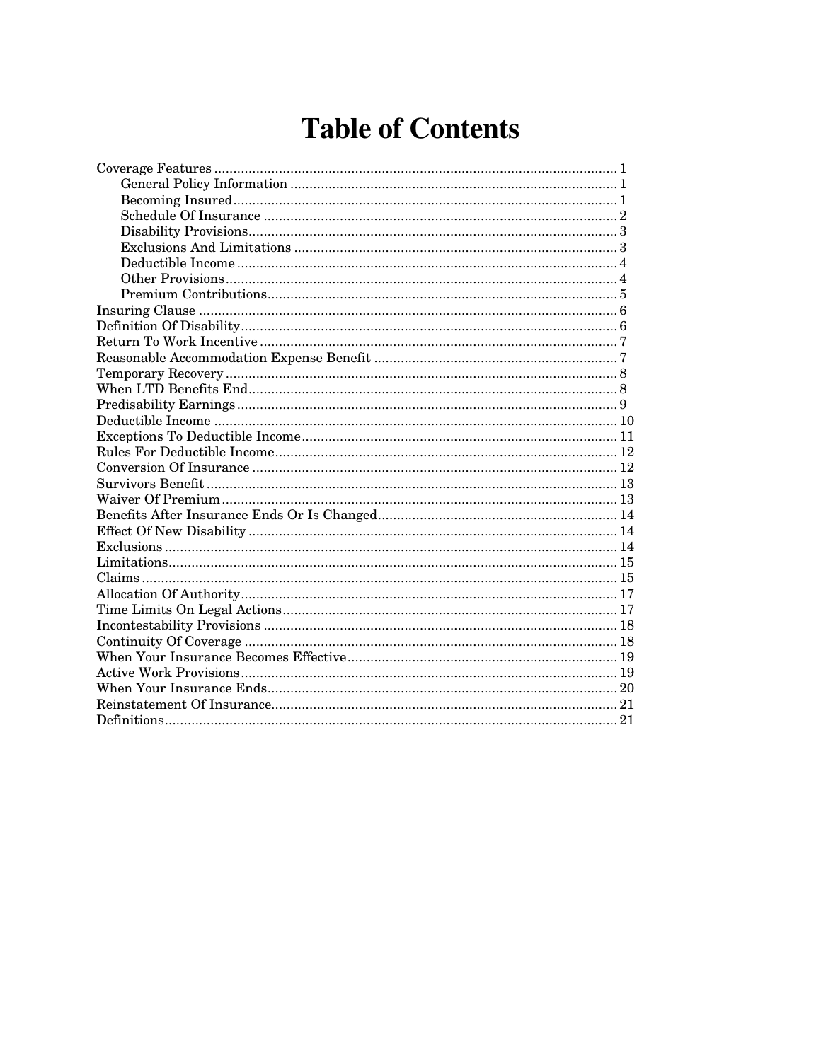# Table of Contents

- Coverage Features ... 1
  - General Policy Information ... 1
  - Becoming Insured ... 1
  - Schedule Of Insurance ... 2
  - Disability Provisions ... 3
  - Exclusions And Limitations ... 3
  - Deductible Income ... 4
  - Other Provisions ... 4
  - Premium Contributions ... 5
- Insuring Clause ... 6
- Definition Of Disability ... 6
- Return To Work Incentive ... 7
- Reasonable Accommodation Expense Benefit ... 7
- Temporary Recovery ... 8
- When LTD Benefits End ... 8
- Predisability Earnings ... 9
- Deductible Income ... 10
- Exceptions To Deductible Income ... 11
- Rules For Deductible Income ... 12
- Conversion Of Insurance ... 12
- Survivors Benefit ... 13
- Waiver Of Premium ... 13
- Benefits After Insurance Ends Or Is Changed ... 14
- Effect Of New Disability ... 14
- Exclusions ... 14
- Limitations ... 15
- Claims ... 15
- Allocation Of Authority ... 17
- Time Limits On Legal Actions ... 17
- Incontestability Provisions ... 18
- Continuity Of Coverage ... 18
- When Your Insurance Becomes Effective ... 19
- Active Work Provisions ... 19
- When Your Insurance Ends ... 20
- Reinstatement Of Insurance ... 21
- Definitions ... 21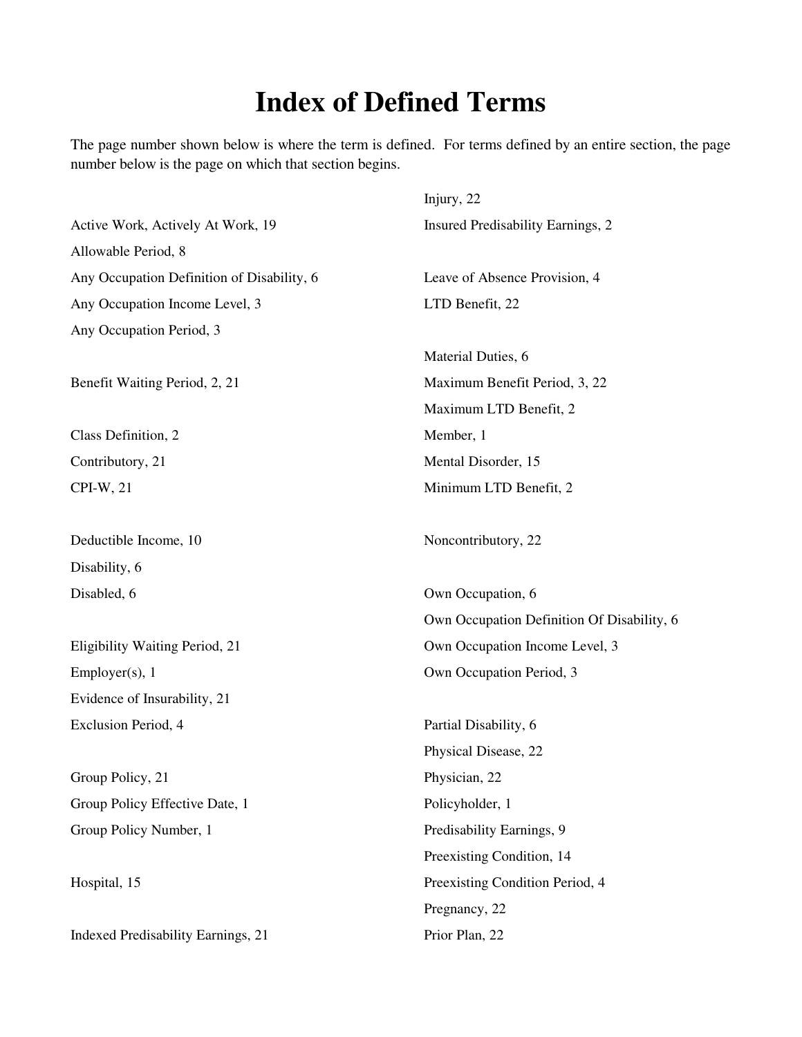# Index of Defined Terms

The page number shown below is where the term is defined. For terms defined by an entire section, the page number below is the page on which that section begins.

Active Work, Actively At Work, 19

Allowable Period, 8

Any Occupation Definition of Disability, 6

Any Occupation Income Level, 3

Any Occupation Period, 3

Benefit Waiting Period, 2, 21

Class Definition, 2

Contributory, 21

CPI-W, 21

Deductible Income, 10

Disability, 6

Disabled, 6

Eligibility Waiting Period, 21

Employer(s), 1

Evidence of Insurability, 21

Exclusion Period, 4

Group Policy, 21

Group Policy Effective Date, 1

Group Policy Number, 1

Hospital, 15

Indexed Predisability Earnings, 21

Injury, 22

Insured Predisability Earnings, 2

Leave of Absence Provision, 4

LTD Benefit, 22

Material Duties, 6

Maximum Benefit Period, 3, 22

Maximum LTD Benefit, 2

Member, 1

Mental Disorder, 15

Minimum LTD Benefit, 2

Noncontributory, 22

Own Occupation, 6

Own Occupation Definition Of Disability, 6

Own Occupation Income Level, 3

Own Occupation Period, 3

Partial Disability, 6

Physical Disease, 22

Physician, 22

Policyholder, 1

Predisability Earnings, 9

Preexisting Condition, 14

Preexisting Condition Period, 4

Pregnancy, 22

Prior Plan, 22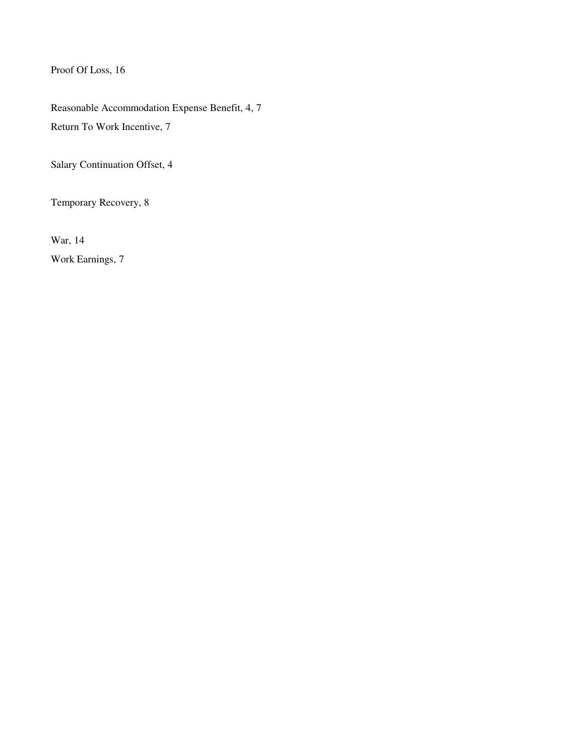Proof Of Loss, 16

Reasonable Accommodation Expense Benefit, 4, 7

Return To Work Incentive, 7

Salary Continuation Offset, 4

Temporary Recovery, 8

War, 14

Work Earnings, 7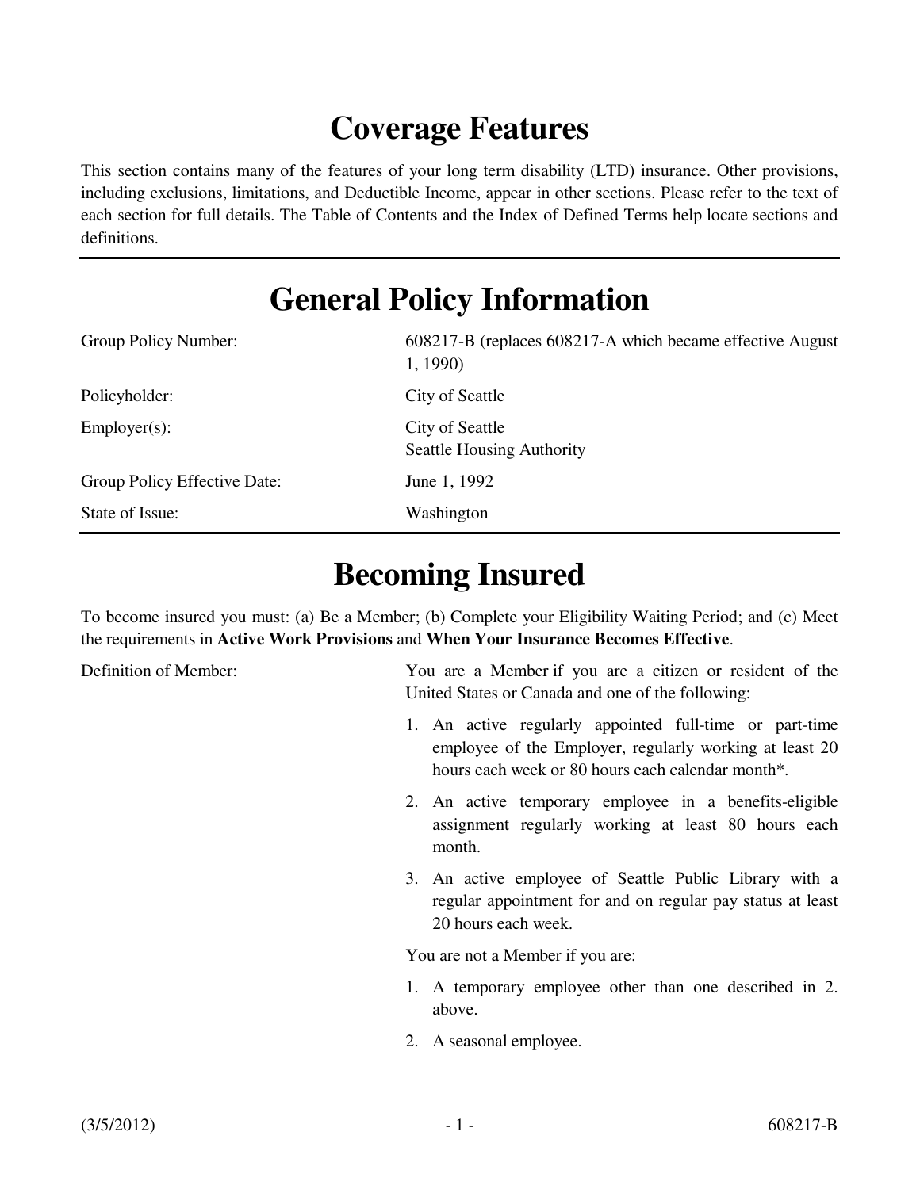# Coverage Features

This section contains many of the features of your long term disability (LTD) insurance. Other provisions, including exclusions, limitations, and Deductible Income, appear in other sections. Please refer to the text of each section for full details. The Table of Contents and the Index of Defined Terms help locate sections and definitions.

# General Policy Information

| | |
|---|---|
| Group Policy Number: | 608217-B (replaces 608217-A which became effective August 1, 1990) |
| Policyholder: | City of Seattle |
| Employer(s): | City of Seattle<br>Seattle Housing Authority |
| Group Policy Effective Date: | June 1, 1992 |
| State of Issue: | Washington |

# Becoming Insured

To become insured you must: (a) Be a Member; (b) Complete your Eligibility Waiting Period; and (c) Meet the requirements in **Active Work Provisions** and **When Your Insurance Becomes Effective**.

Definition of Member:

You are a Member if you are a citizen or resident of the United States or Canada and one of the following:

1. An active regularly appointed full-time or part-time employee of the Employer, regularly working at least 20 hours each week or 80 hours each calendar month*.
2. An active temporary employee in a benefits-eligible assignment regularly working at least 80 hours each month.
3. An active employee of Seattle Public Library with a regular appointment for and on regular pay status at least 20 hours each week.

You are not a Member if you are:

1. A temporary employee other than one described in 2. above.
2. A seasonal employee.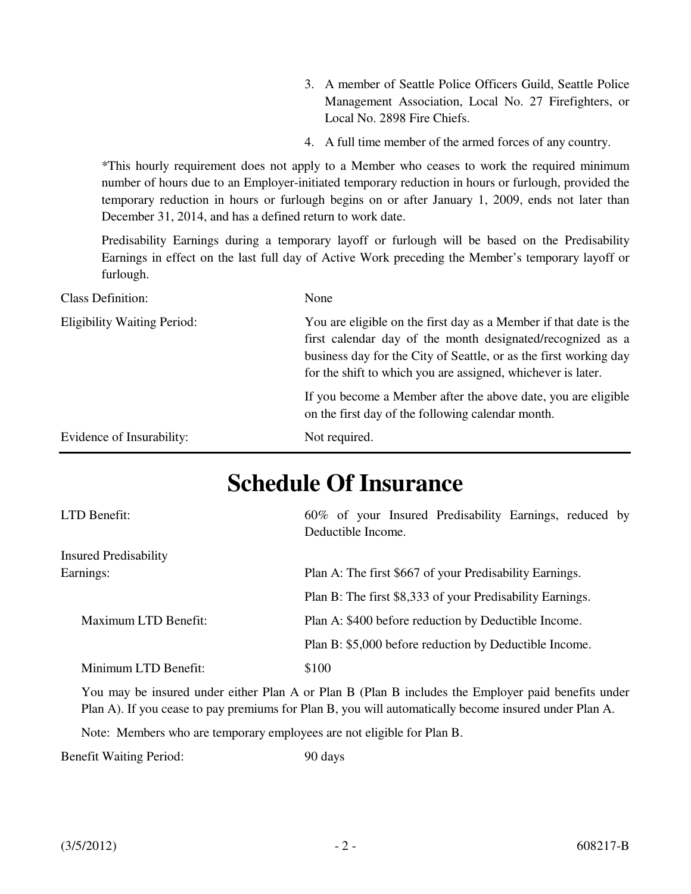3. A member of Seattle Police Officers Guild, Seattle Police Management Association, Local No. 27 Firefighters, or Local No. 2898 Fire Chiefs.
4. A full time member of the armed forces of any country.

*This hourly requirement does not apply to a Member who ceases to work the required minimum number of hours due to an Employer-initiated temporary reduction in hours or furlough, provided the temporary reduction in hours or furlough begins on or after January 1, 2009, ends not later than December 31, 2014, and has a defined return to work date.

Predisability Earnings during a temporary layoff or furlough will be based on the Predisability Earnings in effect on the last full day of Active Work preceding the Member's temporary layoff or furlough.

| | |
|---|---|
| Class Definition: | None |
| Eligibility Waiting Period: | You are eligible on the first day as a Member if that date is the first calendar day of the month designated/recognized as a business day for the City of Seattle, or as the first working day for the shift to which you are assigned, whichever is later.<br><br>If you become a Member after the above date, you are eligible on the first day of the following calendar month. |
| Evidence of Insurability: | Not required. |

# Schedule Of Insurance

| | |
|---|---|
| LTD Benefit: | 60% of your Insured Predisability Earnings, reduced by Deductible Income. |
| Insured Predisability Earnings: | Plan A: The first $667 of your Predisability Earnings. |
| | Plan B: The first $8,333 of your Predisability Earnings. |
| Maximum LTD Benefit: | Plan A: $400 before reduction by Deductible Income. |
| | Plan B: $5,000 before reduction by Deductible Income. |
| Minimum LTD Benefit: | $100 |

You may be insured under either Plan A or Plan B (Plan B includes the Employer paid benefits under Plan A). If you cease to pay premiums for Plan B, you will automatically become insured under Plan A.

Note: Members who are temporary employees are not eligible for Plan B.

| | |
|---|---|
| Benefit Waiting Period: | 90 days |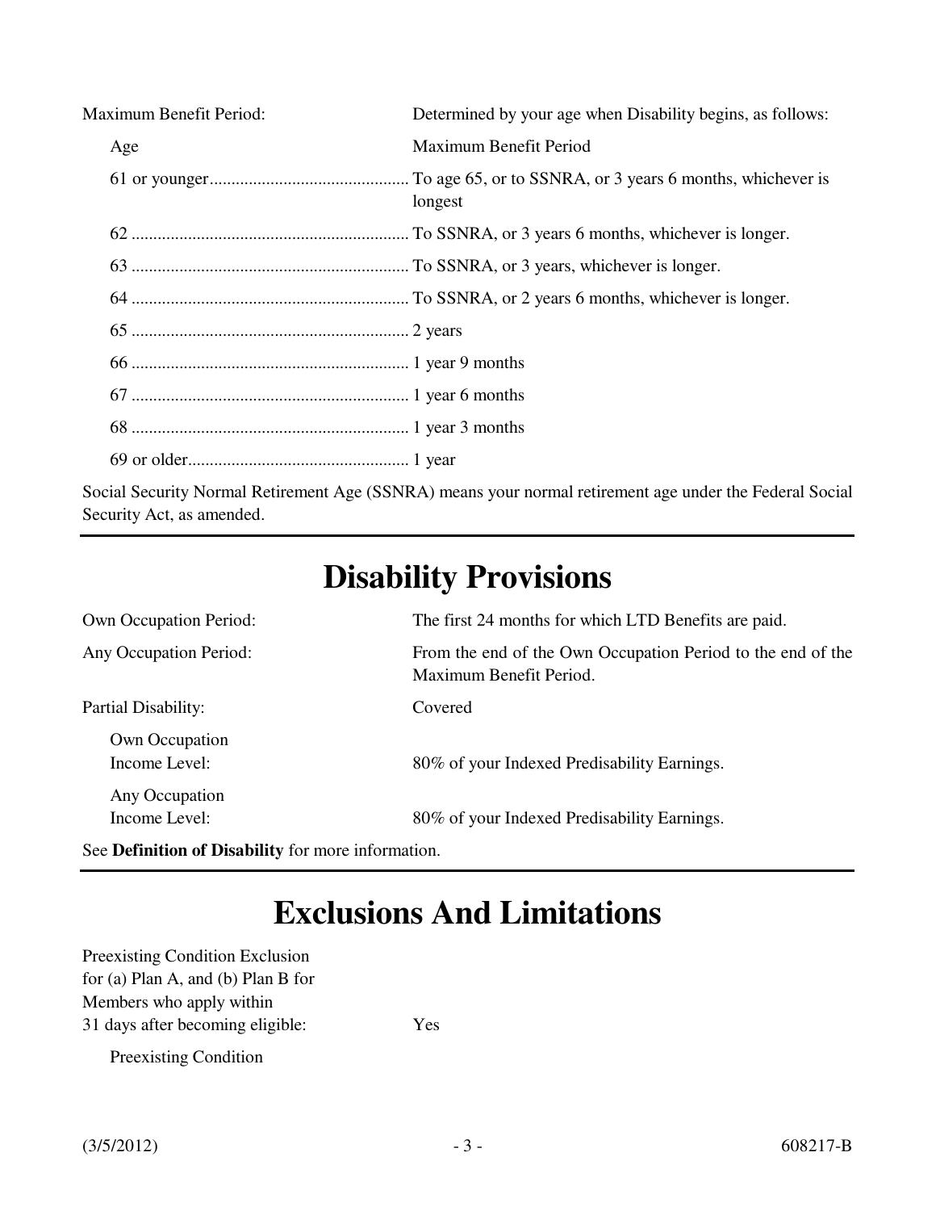Maximum Benefit Period: Determined by your age when Disability begins, as follows:

| Age | Maximum Benefit Period |
| --- | --- |
| 61 or younger | To age 65, or to SSNRA, or 3 years 6 months, whichever is longest |
| 62 | To SSNRA, or 3 years 6 months, whichever is longer. |
| 63 | To SSNRA, or 3 years, whichever is longer. |
| 64 | To SSNRA, or 2 years 6 months, whichever is longer. |
| 65 | 2 years |
| 66 | 1 year 9 months |
| 67 | 1 year 6 months |
| 68 | 1 year 3 months |
| 69 or older | 1 year |

Social Security Normal Retirement Age (SSNRA) means your normal retirement age under the Federal Social Security Act, as amended.

# Disability Provisions

Own Occupation Period: The first 24 months for which LTD Benefits are paid.

Any Occupation Period: From the end of the Own Occupation Period to the end of the Maximum Benefit Period.

Partial Disability: Covered

- Own Occupation Income Level: 80% of your Indexed Predisability Earnings.
- Any Occupation Income Level: 80% of your Indexed Predisability Earnings.

See **Definition of Disability** for more information.

# Exclusions And Limitations

Preexisting Condition Exclusion for (a) Plan A, and (b) Plan B for Members who apply within 31 days after becoming eligible: Yes

Preexisting Condition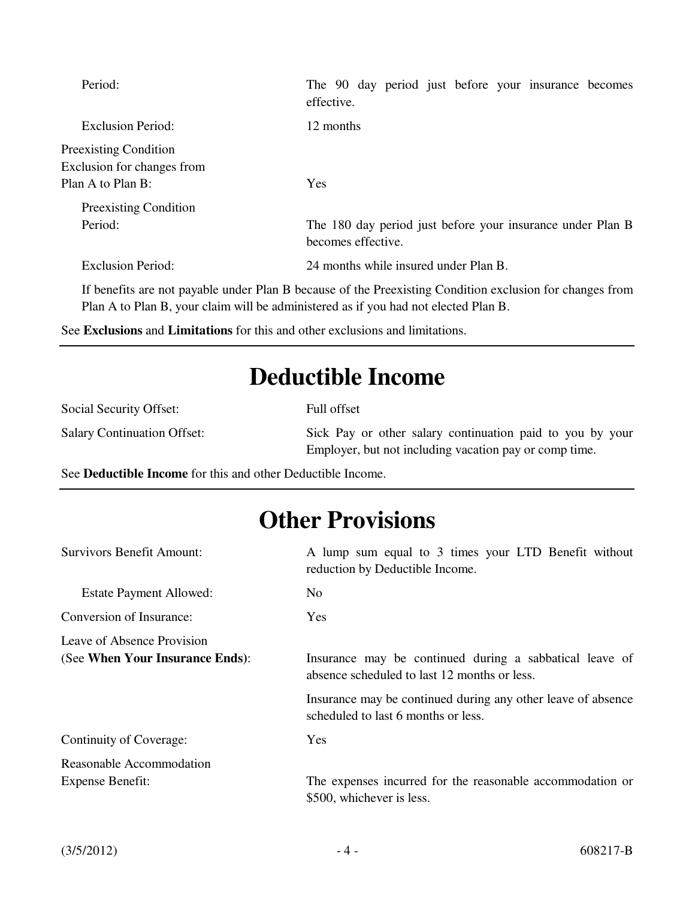| | |
|---|---|
| Period: | The 90 day period just before your insurance becomes effective. |
| Exclusion Period: | 12 months |
| Preexisting Condition Exclusion for changes from Plan A to Plan B: | Yes |
| Preexisting Condition Period: | The 180 day period just before your insurance under Plan B becomes effective. |
| Exclusion Period: | 24 months while insured under Plan B. |

If benefits are not payable under Plan B because of the Preexisting Condition exclusion for changes from Plan A to Plan B, your claim will be administered as if you had not elected Plan B.

See **Exclusions** and **Limitations** for this and other exclusions and limitations.

# Deductible Income

| | |
|---|---|
| Social Security Offset: | Full offset |
| Salary Continuation Offset: | Sick Pay or other salary continuation paid to you by your Employer, but not including vacation pay or comp time. |

See **Deductible Income** for this and other Deductible Income.

# Other Provisions

| | |
|---|---|
| Survivors Benefit Amount: | A lump sum equal to 3 times your LTD Benefit without reduction by Deductible Income. |
| Estate Payment Allowed: | No |
| Conversion of Insurance: | Yes |
| Leave of Absence Provision (See **When Your Insurance Ends**): | Insurance may be continued during a sabbatical leave of absence scheduled to last 12 months or less. Insurance may be continued during any other leave of absence scheduled to last 6 months or less. |
| Continuity of Coverage: | Yes |
| Reasonable Accommodation Expense Benefit: | The expenses incurred for the reasonable accommodation or $500, whichever is less. |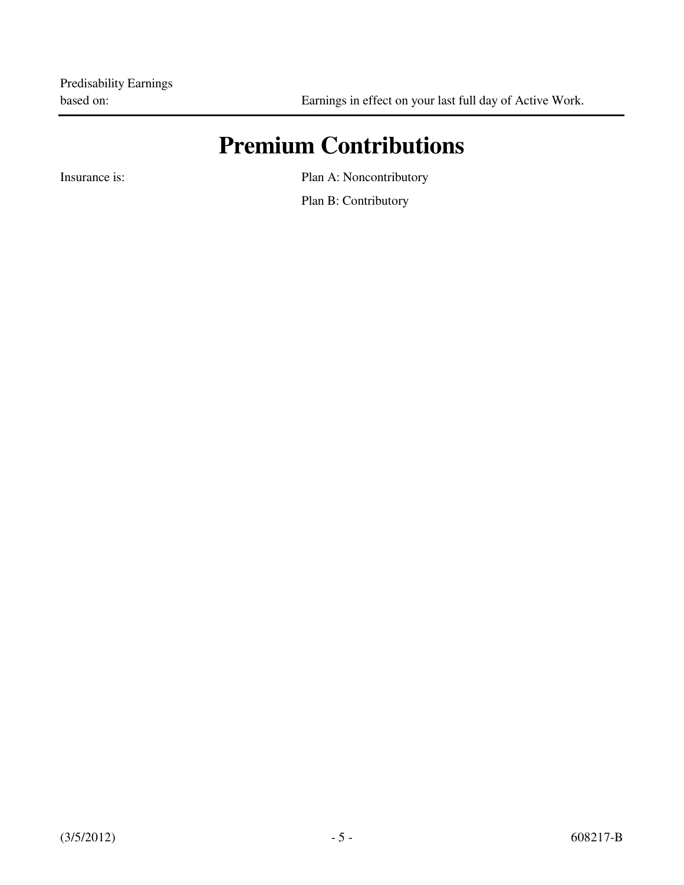| | |
|---|---|
| Predisability Earnings based on: | Earnings in effect on your last full day of Active Work. |

# Premium Contributions

| | |
|---|---|
| Insurance is: | Plan A: Noncontributory |
| | Plan B: Contributory |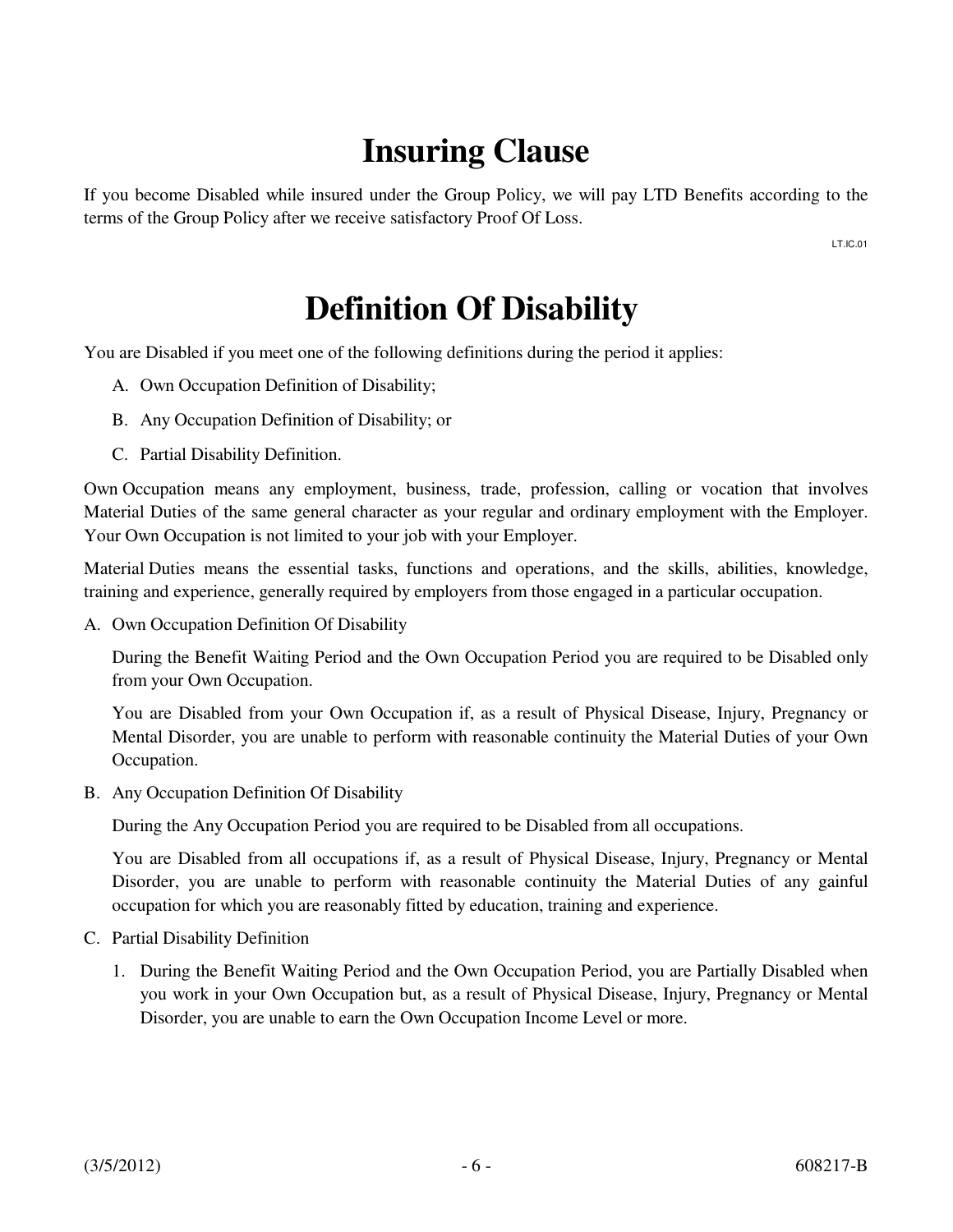# Insuring Clause

If you become Disabled while insured under the Group Policy, we will pay LTD Benefits according to the terms of the Group Policy after we receive satisfactory Proof Of Loss.

LT.IC.01

# Definition Of Disability

You are Disabled if you meet one of the following definitions during the period it applies:

A. Own Occupation Definition of Disability;

B. Any Occupation Definition of Disability; or

C. Partial Disability Definition.

Own Occupation means any employment, business, trade, profession, calling or vocation that involves Material Duties of the same general character as your regular and ordinary employment with the Employer. Your Own Occupation is not limited to your job with your Employer.

Material Duties means the essential tasks, functions and operations, and the skills, abilities, knowledge, training and experience, generally required by employers from those engaged in a particular occupation.

A. Own Occupation Definition Of Disability

   During the Benefit Waiting Period and the Own Occupation Period you are required to be Disabled only from your Own Occupation.

   You are Disabled from your Own Occupation if, as a result of Physical Disease, Injury, Pregnancy or Mental Disorder, you are unable to perform with reasonable continuity the Material Duties of your Own Occupation.

B. Any Occupation Definition Of Disability

   During the Any Occupation Period you are required to be Disabled from all occupations.

   You are Disabled from all occupations if, as a result of Physical Disease, Injury, Pregnancy or Mental Disorder, you are unable to perform with reasonable continuity the Material Duties of any gainful occupation for which you are reasonably fitted by education, training and experience.

C. Partial Disability Definition

   1. During the Benefit Waiting Period and the Own Occupation Period, you are Partially Disabled when you work in your Own Occupation but, as a result of Physical Disease, Injury, Pregnancy or Mental Disorder, you are unable to earn the Own Occupation Income Level or more.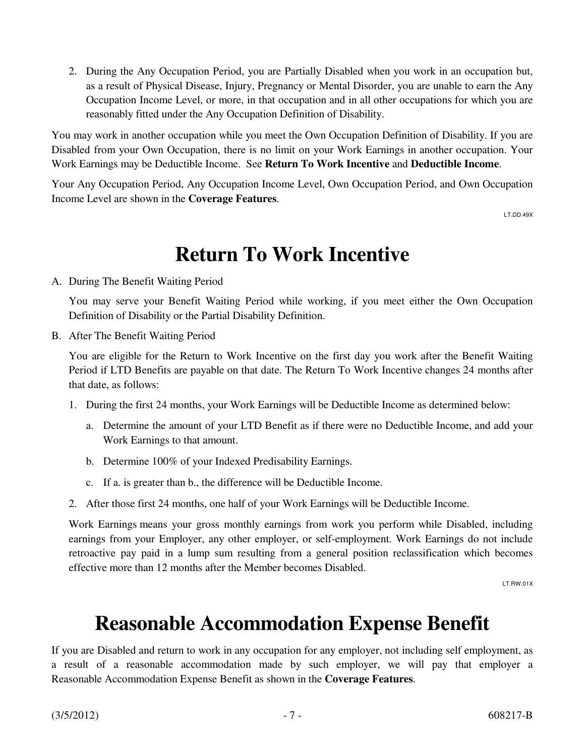2. During the Any Occupation Period, you are Partially Disabled when you work in an occupation but, as a result of Physical Disease, Injury, Pregnancy or Mental Disorder, you are unable to earn the Any Occupation Income Level, or more, in that occupation and in all other occupations for which you are reasonably fitted under the Any Occupation Definition of Disability.

You may work in another occupation while you meet the Own Occupation Definition of Disability. If you are Disabled from your Own Occupation, there is no limit on your Work Earnings in another occupation. Your Work Earnings may be Deductible Income. See **Return To Work Incentive** and **Deductible Income**.

Your Any Occupation Period, Any Occupation Income Level, Own Occupation Period, and Own Occupation Income Level are shown in the **Coverage Features**.

LT.DD.49X

# Return To Work Incentive

A. During The Benefit Waiting Period

You may serve your Benefit Waiting Period while working, if you meet either the Own Occupation Definition of Disability or the Partial Disability Definition.

B. After The Benefit Waiting Period

You are eligible for the Return to Work Incentive on the first day you work after the Benefit Waiting Period if LTD Benefits are payable on that date. The Return To Work Incentive changes 24 months after that date, as follows:

1. During the first 24 months, your Work Earnings will be Deductible Income as determined below:
   a. Determine the amount of your LTD Benefit as if there were no Deductible Income, and add your Work Earnings to that amount.
   b. Determine 100% of your Indexed Predisability Earnings.
   c. If a. is greater than b., the difference will be Deductible Income.
2. After those first 24 months, one half of your Work Earnings will be Deductible Income.

Work Earnings means your gross monthly earnings from work you perform while Disabled, including earnings from your Employer, any other employer, or self-employment. Work Earnings do not include retroactive pay paid in a lump sum resulting from a general position reclassification which becomes effective more than 12 months after the Member becomes Disabled.

LT.RW.01X

# Reasonable Accommodation Expense Benefit

If you are Disabled and return to work in any occupation for any employer, not including self employment, as a result of a reasonable accommodation made by such employer, we will pay that employer a Reasonable Accommodation Expense Benefit as shown in the **Coverage Features**.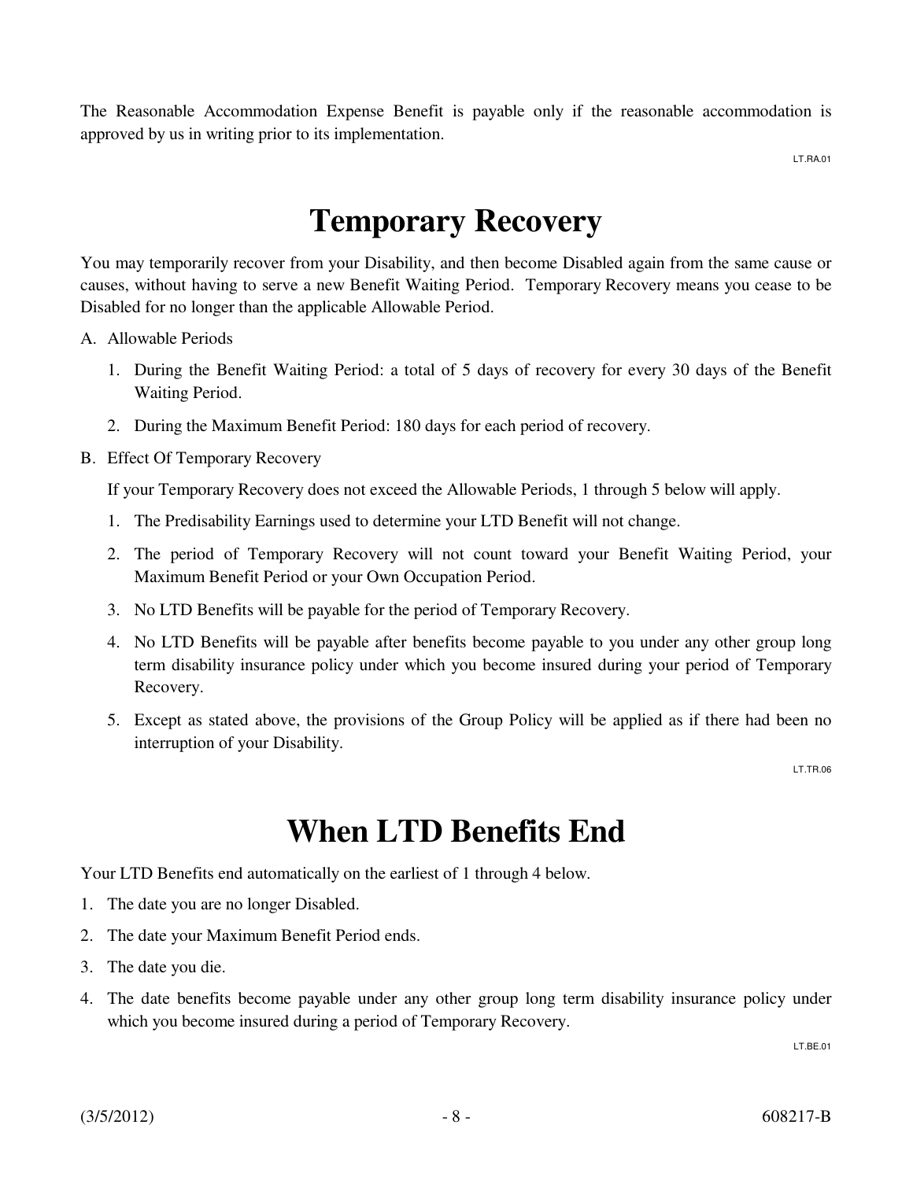The Reasonable Accommodation Expense Benefit is payable only if the reasonable accommodation is approved by us in writing prior to its implementation.

LT.RA.01

# Temporary Recovery

You may temporarily recover from your Disability, and then become Disabled again from the same cause or causes, without having to serve a new Benefit Waiting Period. Temporary Recovery means you cease to be Disabled for no longer than the applicable Allowable Period.

A. Allowable Periods

   1. During the Benefit Waiting Period: a total of 5 days of recovery for every 30 days of the Benefit Waiting Period.
   2. During the Maximum Benefit Period: 180 days for each period of recovery.

B. Effect Of Temporary Recovery

   If your Temporary Recovery does not exceed the Allowable Periods, 1 through 5 below will apply.

   1. The Predisability Earnings used to determine your LTD Benefit will not change.
   2. The period of Temporary Recovery will not count toward your Benefit Waiting Period, your Maximum Benefit Period or your Own Occupation Period.
   3. No LTD Benefits will be payable for the period of Temporary Recovery.
   4. No LTD Benefits will be payable after benefits become payable to you under any other group long term disability insurance policy under which you become insured during your period of Temporary Recovery.
   5. Except as stated above, the provisions of the Group Policy will be applied as if there had been no interruption of your Disability.

LT.TR.06

# When LTD Benefits End

Your LTD Benefits end automatically on the earliest of 1 through 4 below.

1. The date you are no longer Disabled.
2. The date your Maximum Benefit Period ends.
3. The date you die.
4. The date benefits become payable under any other group long term disability insurance policy under which you become insured during a period of Temporary Recovery.

LT.BE.01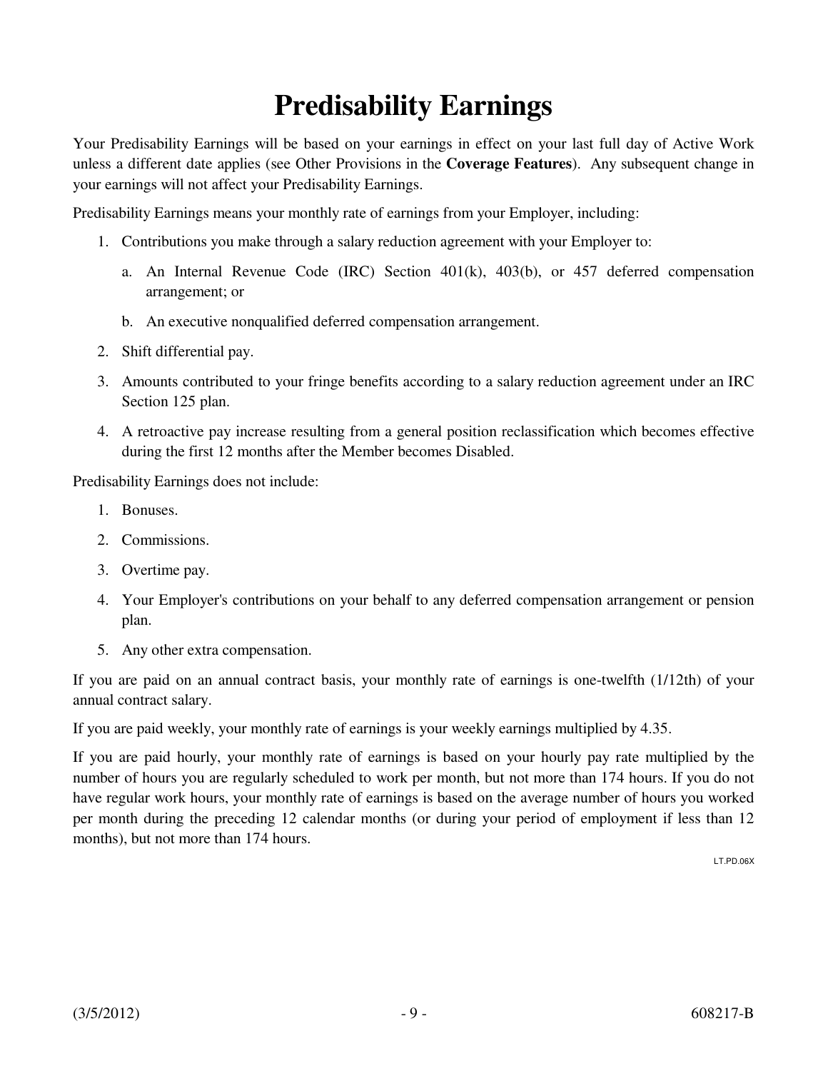# Predisability Earnings

Your Predisability Earnings will be based on your earnings in effect on your last full day of Active Work unless a different date applies (see Other Provisions in the **Coverage Features**). Any subsequent change in your earnings will not affect your Predisability Earnings.

Predisability Earnings means your monthly rate of earnings from your Employer, including:

1. Contributions you make through a salary reduction agreement with your Employer to:
   a. An Internal Revenue Code (IRC) Section 401(k), 403(b), or 457 deferred compensation arrangement; or
   b. An executive nonqualified deferred compensation arrangement.
2. Shift differential pay.
3. Amounts contributed to your fringe benefits according to a salary reduction agreement under an IRC Section 125 plan.
4. A retroactive pay increase resulting from a general position reclassification which becomes effective during the first 12 months after the Member becomes Disabled.

Predisability Earnings does not include:

1. Bonuses.
2. Commissions.
3. Overtime pay.
4. Your Employer's contributions on your behalf to any deferred compensation arrangement or pension plan.
5. Any other extra compensation.

If you are paid on an annual contract basis, your monthly rate of earnings is one-twelfth (1/12th) of your annual contract salary.

If you are paid weekly, your monthly rate of earnings is your weekly earnings multiplied by 4.35.

If you are paid hourly, your monthly rate of earnings is based on your hourly pay rate multiplied by the number of hours you are regularly scheduled to work per month, but not more than 174 hours. If you do not have regular work hours, your monthly rate of earnings is based on the average number of hours you worked per month during the preceding 12 calendar months (or during your period of employment if less than 12 months), but not more than 174 hours.

LT.PD.06X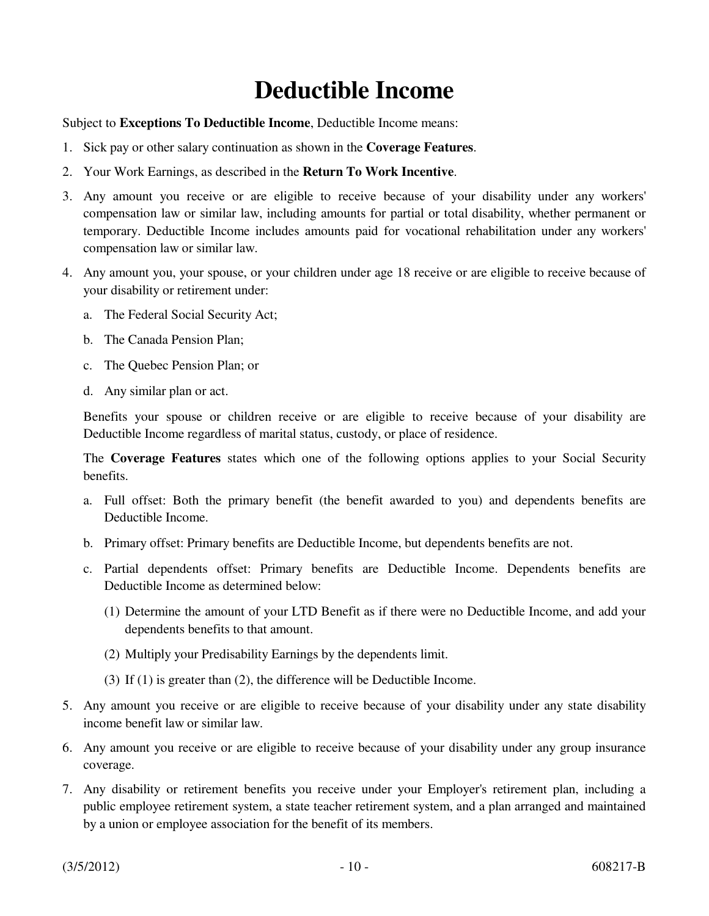# Deductible Income

Subject to **Exceptions To Deductible Income**, Deductible Income means:

1. Sick pay or other salary continuation as shown in the **Coverage Features**.
2. Your Work Earnings, as described in the **Return To Work Incentive**.
3. Any amount you receive or are eligible to receive because of your disability under any workers' compensation law or similar law, including amounts for partial or total disability, whether permanent or temporary. Deductible Income includes amounts paid for vocational rehabilitation under any workers' compensation law or similar law.
4. Any amount you, your spouse, or your children under age 18 receive or are eligible to receive because of your disability or retirement under:
   a. The Federal Social Security Act;
   b. The Canada Pension Plan;
   c. The Quebec Pension Plan; or
   d. Any similar plan or act.

   Benefits your spouse or children receive or are eligible to receive because of your disability are Deductible Income regardless of marital status, custody, or place of residence.

   The **Coverage Features** states which one of the following options applies to your Social Security benefits.

   a. Full offset: Both the primary benefit (the benefit awarded to you) and dependents benefits are Deductible Income.
   b. Primary offset: Primary benefits are Deductible Income, but dependents benefits are not.
   c. Partial dependents offset: Primary benefits are Deductible Income. Dependents benefits are Deductible Income as determined below:
      (1) Determine the amount of your LTD Benefit as if there were no Deductible Income, and add your dependents benefits to that amount.
      (2) Multiply your Predisability Earnings by the dependents limit.
      (3) If (1) is greater than (2), the difference will be Deductible Income.
5. Any amount you receive or are eligible to receive because of your disability under any state disability income benefit law or similar law.
6. Any amount you receive or are eligible to receive because of your disability under any group insurance coverage.
7. Any disability or retirement benefits you receive under your Employer's retirement plan, including a public employee retirement system, a state teacher retirement system, and a plan arranged and maintained by a union or employee association for the benefit of its members.

(3/5/2012) 608217-B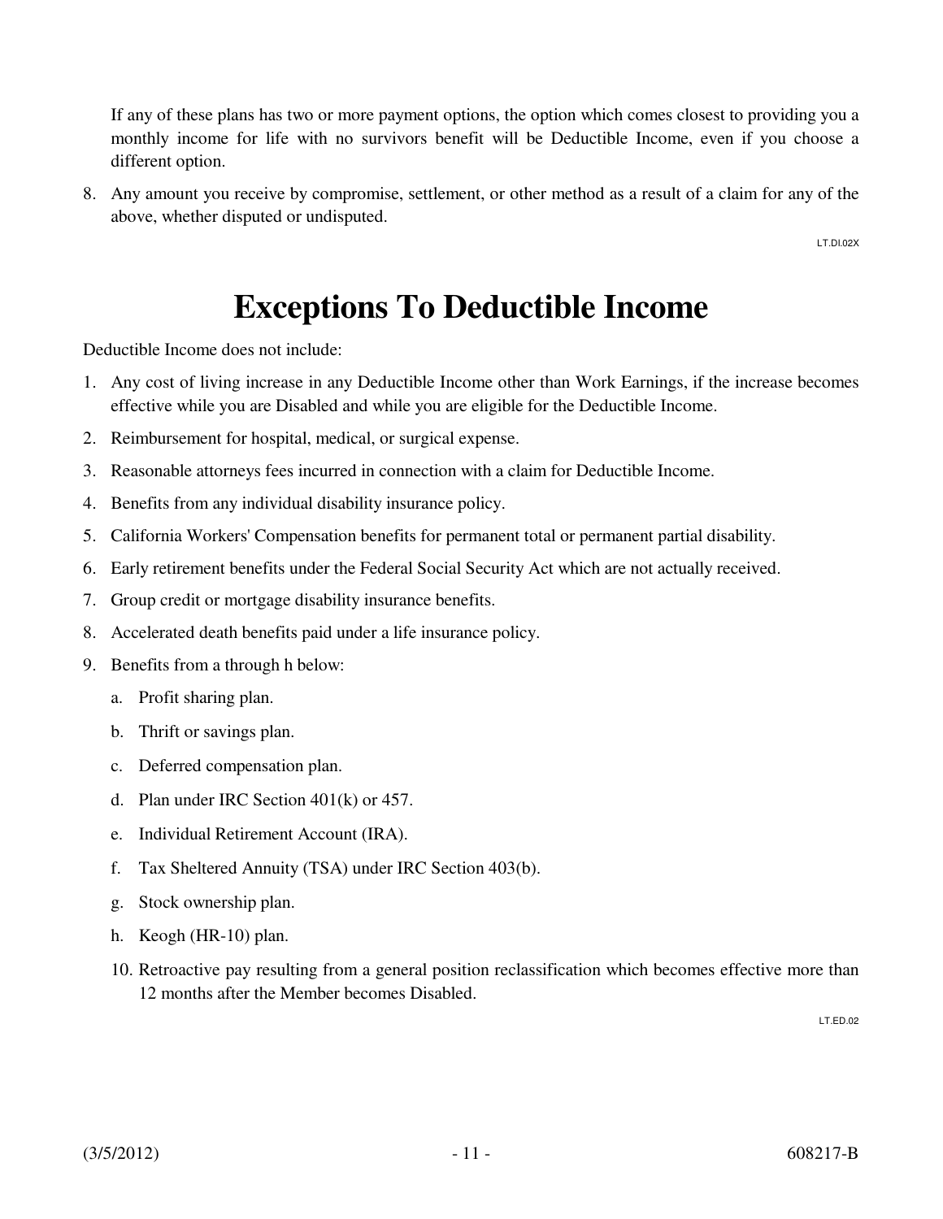If any of these plans has two or more payment options, the option which comes closest to providing you a monthly income for life with no survivors benefit will be Deductible Income, even if you choose a different option.

8. Any amount you receive by compromise, settlement, or other method as a result of a claim for any of the above, whether disputed or undisputed.

LT.DI.02X

# Exceptions To Deductible Income

Deductible Income does not include:

1. Any cost of living increase in any Deductible Income other than Work Earnings, if the increase becomes effective while you are Disabled and while you are eligible for the Deductible Income.
2. Reimbursement for hospital, medical, or surgical expense.
3. Reasonable attorneys fees incurred in connection with a claim for Deductible Income.
4. Benefits from any individual disability insurance policy.
5. California Workers' Compensation benefits for permanent total or permanent partial disability.
6. Early retirement benefits under the Federal Social Security Act which are not actually received.
7. Group credit or mortgage disability insurance benefits.
8. Accelerated death benefits paid under a life insurance policy.
9. Benefits from a through h below:
   a. Profit sharing plan.
   b. Thrift or savings plan.
   c. Deferred compensation plan.
   d. Plan under IRC Section 401(k) or 457.
   e. Individual Retirement Account (IRA).
   f. Tax Sheltered Annuity (TSA) under IRC Section 403(b).
   g. Stock ownership plan.
   h. Keogh (HR-10) plan.
10. Retroactive pay resulting from a general position reclassification which becomes effective more than 12 months after the Member becomes Disabled.

LT.ED.02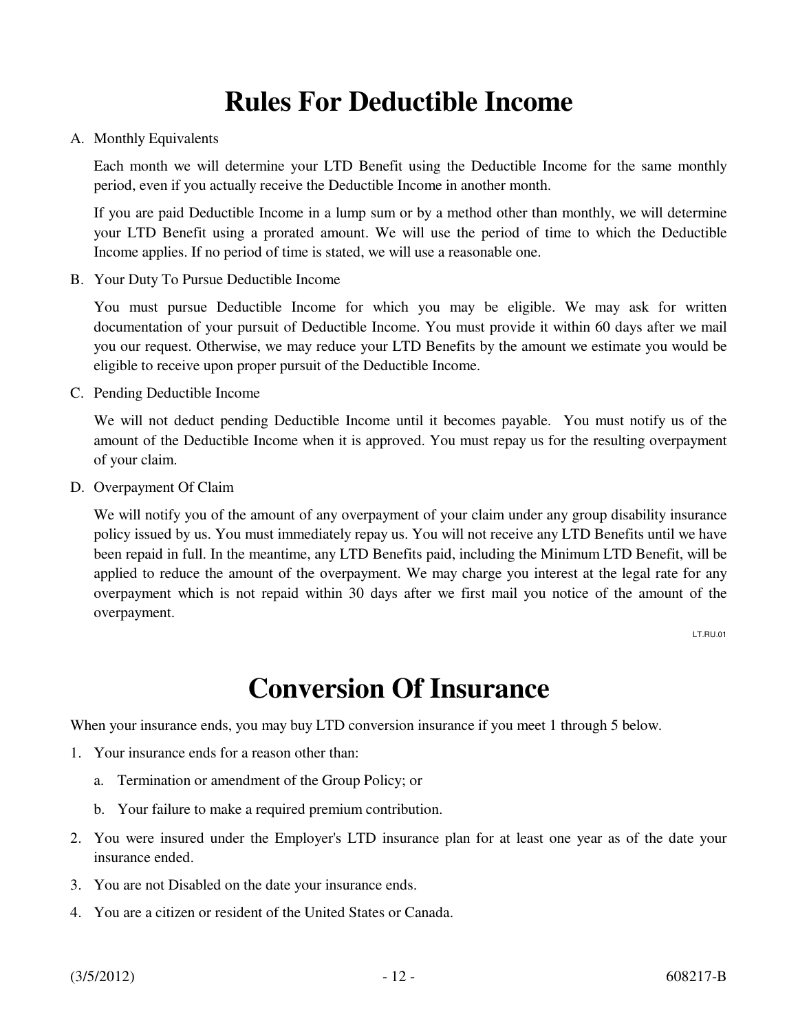# Rules For Deductible Income

A. Monthly Equivalents

   Each month we will determine your LTD Benefit using the Deductible Income for the same monthly period, even if you actually receive the Deductible Income in another month.

   If you are paid Deductible Income in a lump sum or by a method other than monthly, we will determine your LTD Benefit using a prorated amount. We will use the period of time to which the Deductible Income applies. If no period of time is stated, we will use a reasonable one.

B. Your Duty To Pursue Deductible Income

   You must pursue Deductible Income for which you may be eligible. We may ask for written documentation of your pursuit of Deductible Income. You must provide it within 60 days after we mail you our request. Otherwise, we may reduce your LTD Benefits by the amount we estimate you would be eligible to receive upon proper pursuit of the Deductible Income.

C. Pending Deductible Income

   We will not deduct pending Deductible Income until it becomes payable. You must notify us of the amount of the Deductible Income when it is approved. You must repay us for the resulting overpayment of your claim.

D. Overpayment Of Claim

   We will notify you of the amount of any overpayment of your claim under any group disability insurance policy issued by us. You must immediately repay us. You will not receive any LTD Benefits until we have been repaid in full. In the meantime, any LTD Benefits paid, including the Minimum LTD Benefit, will be applied to reduce the amount of the overpayment. We may charge you interest at the legal rate for any overpayment which is not repaid within 30 days after we first mail you notice of the amount of the overpayment.

LT.RU.01

# Conversion Of Insurance

When your insurance ends, you may buy LTD conversion insurance if you meet 1 through 5 below.

1. Your insurance ends for a reason other than:
   a. Termination or amendment of the Group Policy; or
   b. Your failure to make a required premium contribution.
2. You were insured under the Employer's LTD insurance plan for at least one year as of the date your insurance ended.
3. You are not Disabled on the date your insurance ends.
4. You are a citizen or resident of the United States or Canada.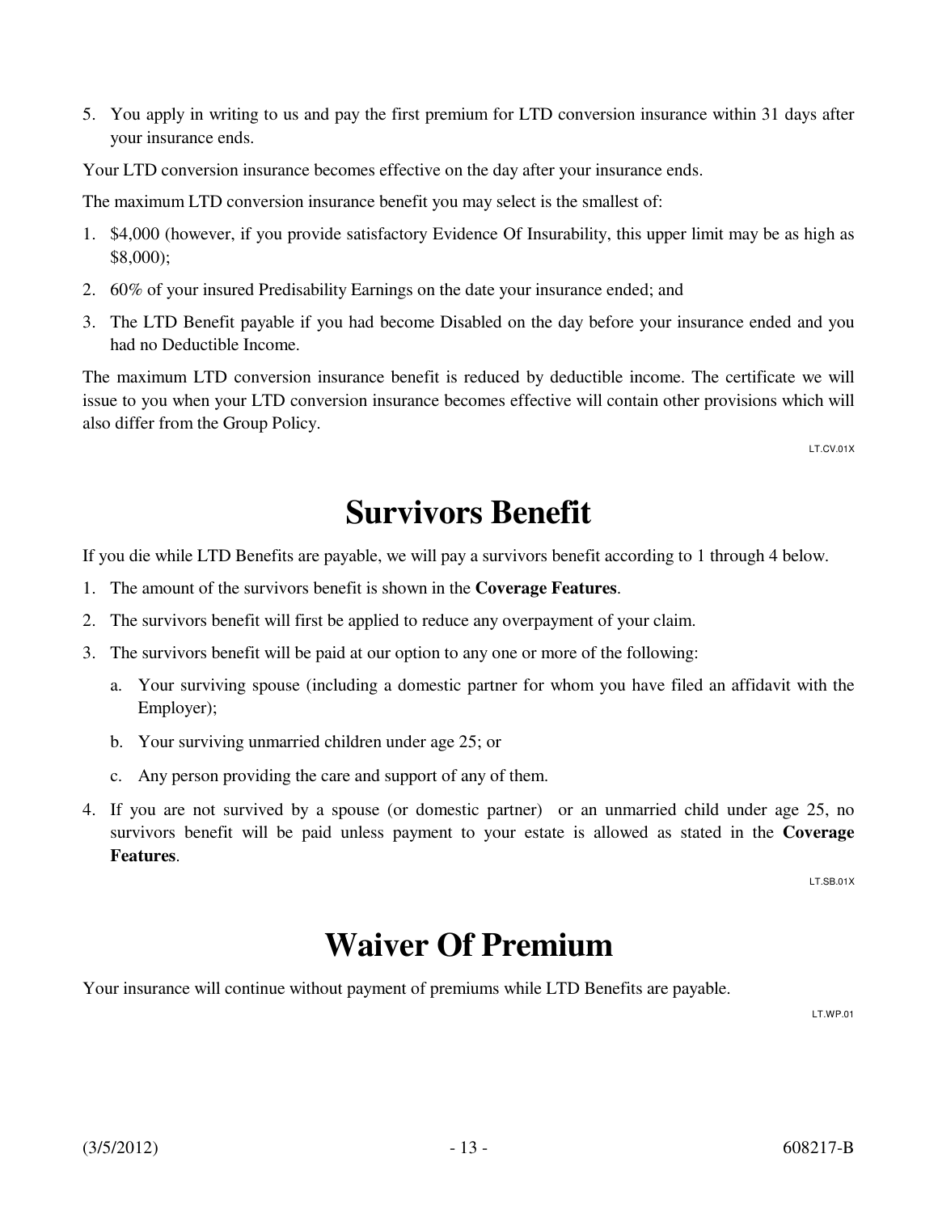5. You apply in writing to us and pay the first premium for LTD conversion insurance within 31 days after your insurance ends.

Your LTD conversion insurance becomes effective on the day after your insurance ends.

The maximum LTD conversion insurance benefit you may select is the smallest of:

1. $4,000 (however, if you provide satisfactory Evidence Of Insurability, this upper limit may be as high as $8,000);
2. 60% of your insured Predisability Earnings on the date your insurance ended; and
3. The LTD Benefit payable if you had become Disabled on the day before your insurance ended and you had no Deductible Income.

The maximum LTD conversion insurance benefit is reduced by deductible income. The certificate we will issue to you when your LTD conversion insurance becomes effective will contain other provisions which will also differ from the Group Policy.

LT.CV.01X

# Survivors Benefit

If you die while LTD Benefits are payable, we will pay a survivors benefit according to 1 through 4 below.

1. The amount of the survivors benefit is shown in the **Coverage Features**.
2. The survivors benefit will first be applied to reduce any overpayment of your claim.
3. The survivors benefit will be paid at our option to any one or more of the following:
   a. Your surviving spouse (including a domestic partner for whom you have filed an affidavit with the Employer);
   b. Your surviving unmarried children under age 25; or
   c. Any person providing the care and support of any of them.
4. If you are not survived by a spouse (or domestic partner) or an unmarried child under age 25, no survivors benefit will be paid unless payment to your estate is allowed as stated in the **Coverage Features**.

LT.SB.01X

# Waiver Of Premium

Your insurance will continue without payment of premiums while LTD Benefits are payable.

LT.WP.01

(3/5/2012) 608217-B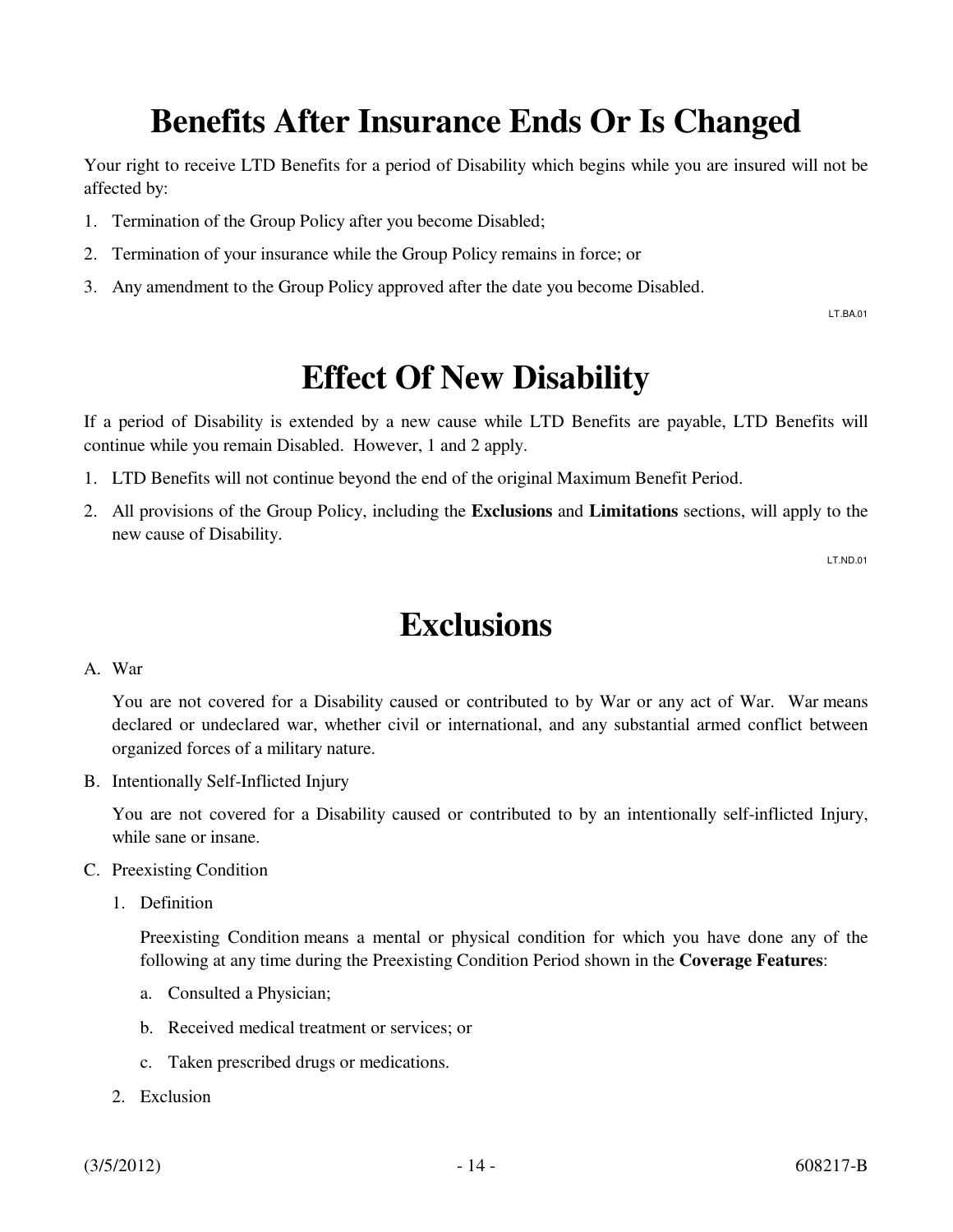# Benefits After Insurance Ends Or Is Changed

Your right to receive LTD Benefits for a period of Disability which begins while you are insured will not be affected by:

1. Termination of the Group Policy after you become Disabled;
2. Termination of your insurance while the Group Policy remains in force; or
3. Any amendment to the Group Policy approved after the date you become Disabled.

LT.BA.01

# Effect Of New Disability

If a period of Disability is extended by a new cause while LTD Benefits are payable, LTD Benefits will continue while you remain Disabled. However, 1 and 2 apply.

1. LTD Benefits will not continue beyond the end of the original Maximum Benefit Period.
2. All provisions of the Group Policy, including the **Exclusions** and **Limitations** sections, will apply to the new cause of Disability.

LT.ND.01

# Exclusions

A. War

   You are not covered for a Disability caused or contributed to by War or any act of War. War means declared or undeclared war, whether civil or international, and any substantial armed conflict between organized forces of a military nature.

B. Intentionally Self-Inflicted Injury

   You are not covered for a Disability caused or contributed to by an intentionally self-inflicted Injury, while sane or insane.

C. Preexisting Condition

   1. Definition

      Preexisting Condition means a mental or physical condition for which you have done any of the following at any time during the Preexisting Condition Period shown in the **Coverage Features**:

      a. Consulted a Physician;

      b. Received medical treatment or services; or

      c. Taken prescribed drugs or medications.

   2. Exclusion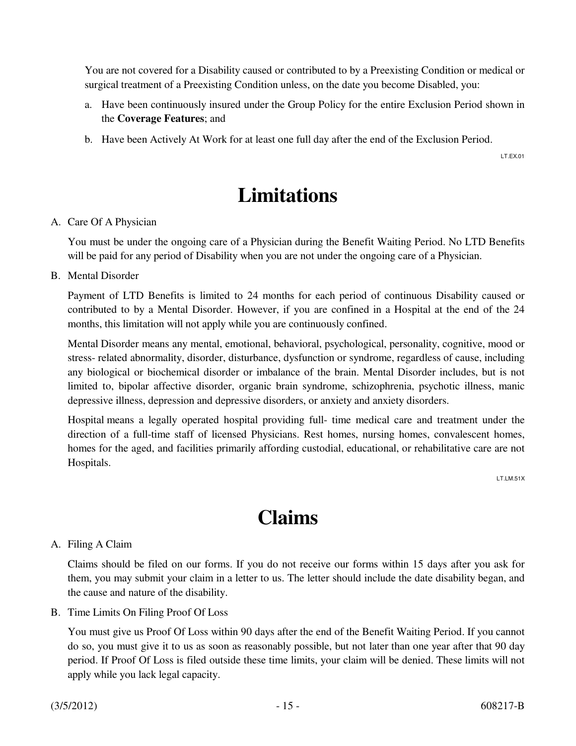You are not covered for a Disability caused or contributed to by a Preexisting Condition or medical or surgical treatment of a Preexisting Condition unless, on the date you become Disabled, you:

a. Have been continuously insured under the Group Policy for the entire Exclusion Period shown in the **Coverage Features**; and

b. Have been Actively At Work for at least one full day after the end of the Exclusion Period.

LT.EX.01

# Limitations

A. Care Of A Physician

You must be under the ongoing care of a Physician during the Benefit Waiting Period. No LTD Benefits will be paid for any period of Disability when you are not under the ongoing care of a Physician.

B. Mental Disorder

Payment of LTD Benefits is limited to 24 months for each period of continuous Disability caused or contributed to by a Mental Disorder. However, if you are confined in a Hospital at the end of the 24 months, this limitation will not apply while you are continuously confined.

Mental Disorder means any mental, emotional, behavioral, psychological, personality, cognitive, mood or stress- related abnormality, disorder, disturbance, dysfunction or syndrome, regardless of cause, including any biological or biochemical disorder or imbalance of the brain. Mental Disorder includes, but is not limited to, bipolar affective disorder, organic brain syndrome, schizophrenia, psychotic illness, manic depressive illness, depression and depressive disorders, or anxiety and anxiety disorders.

Hospital means a legally operated hospital providing full- time medical care and treatment under the direction of a full-time staff of licensed Physicians. Rest homes, nursing homes, convalescent homes, homes for the aged, and facilities primarily affording custodial, educational, or rehabilitative care are not Hospitals.

LT.LM.51X

# Claims

A. Filing A Claim

Claims should be filed on our forms. If you do not receive our forms within 15 days after you ask for them, you may submit your claim in a letter to us. The letter should include the date disability began, and the cause and nature of the disability.

B. Time Limits On Filing Proof Of Loss

You must give us Proof Of Loss within 90 days after the end of the Benefit Waiting Period. If you cannot do so, you must give it to us as soon as reasonably possible, but not later than one year after that 90 day period. If Proof Of Loss is filed outside these time limits, your claim will be denied. These limits will not apply while you lack legal capacity.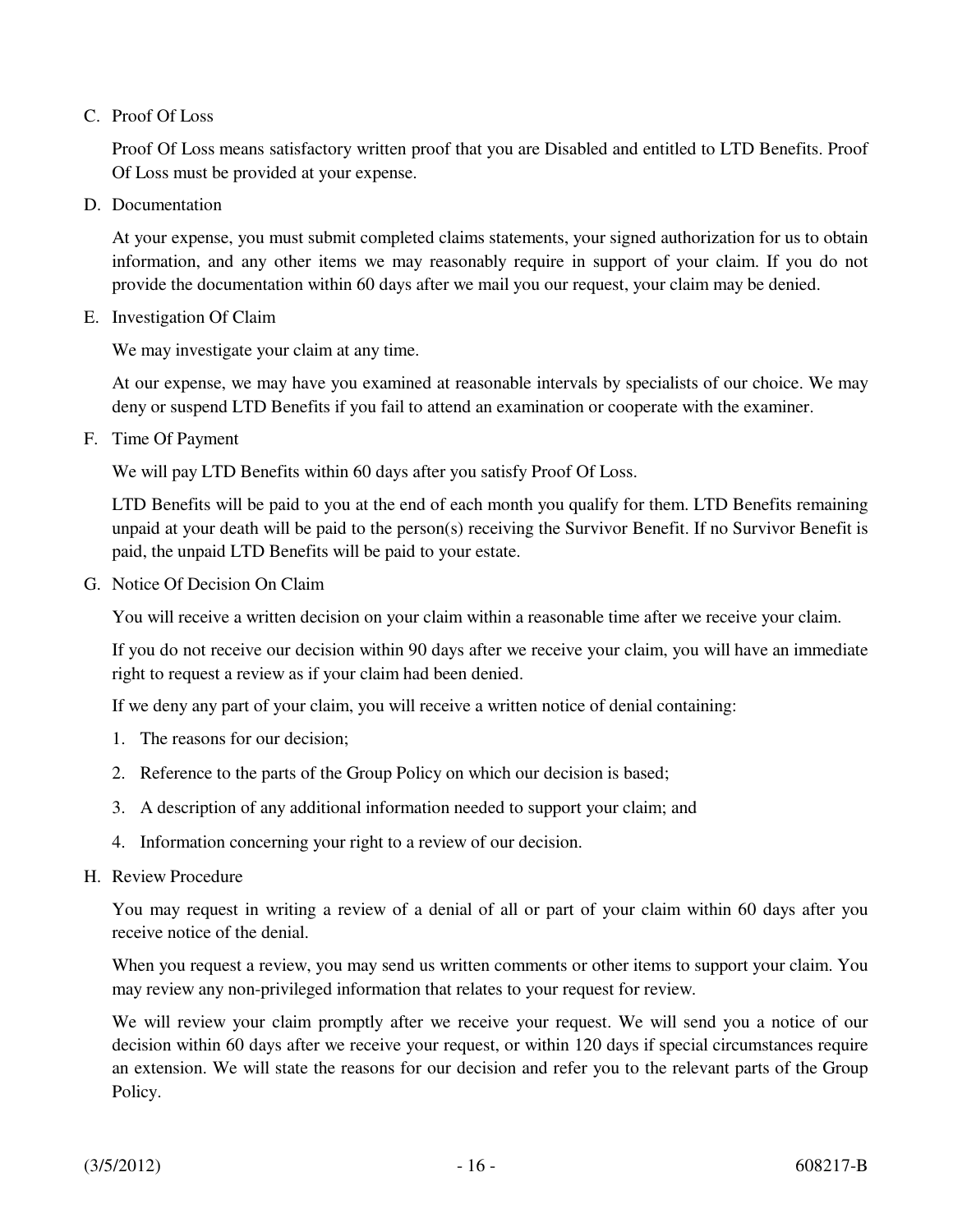C. Proof Of Loss

   Proof Of Loss means satisfactory written proof that you are Disabled and entitled to LTD Benefits. Proof Of Loss must be provided at your expense.

D. Documentation

   At your expense, you must submit completed claims statements, your signed authorization for us to obtain information, and any other items we may reasonably require in support of your claim. If you do not provide the documentation within 60 days after we mail you our request, your claim may be denied.

E. Investigation Of Claim

   We may investigate your claim at any time.

   At our expense, we may have you examined at reasonable intervals by specialists of our choice. We may deny or suspend LTD Benefits if you fail to attend an examination or cooperate with the examiner.

F. Time Of Payment

   We will pay LTD Benefits within 60 days after you satisfy Proof Of Loss.

   LTD Benefits will be paid to you at the end of each month you qualify for them. LTD Benefits remaining unpaid at your death will be paid to the person(s) receiving the Survivor Benefit. If no Survivor Benefit is paid, the unpaid LTD Benefits will be paid to your estate.

G. Notice Of Decision On Claim

   You will receive a written decision on your claim within a reasonable time after we receive your claim.

   If you do not receive our decision within 90 days after we receive your claim, you will have an immediate right to request a review as if your claim had been denied.

   If we deny any part of your claim, you will receive a written notice of denial containing:

   1. The reasons for our decision;
   2. Reference to the parts of the Group Policy on which our decision is based;
   3. A description of any additional information needed to support your claim; and
   4. Information concerning your right to a review of our decision.

H. Review Procedure

   You may request in writing a review of a denial of all or part of your claim within 60 days after you receive notice of the denial.

   When you request a review, you may send us written comments or other items to support your claim. You may review any non-privileged information that relates to your request for review.

   We will review your claim promptly after we receive your request. We will send you a notice of our decision within 60 days after we receive your request, or within 120 days if special circumstances require an extension. We will state the reasons for our decision and refer you to the relevant parts of the Group Policy.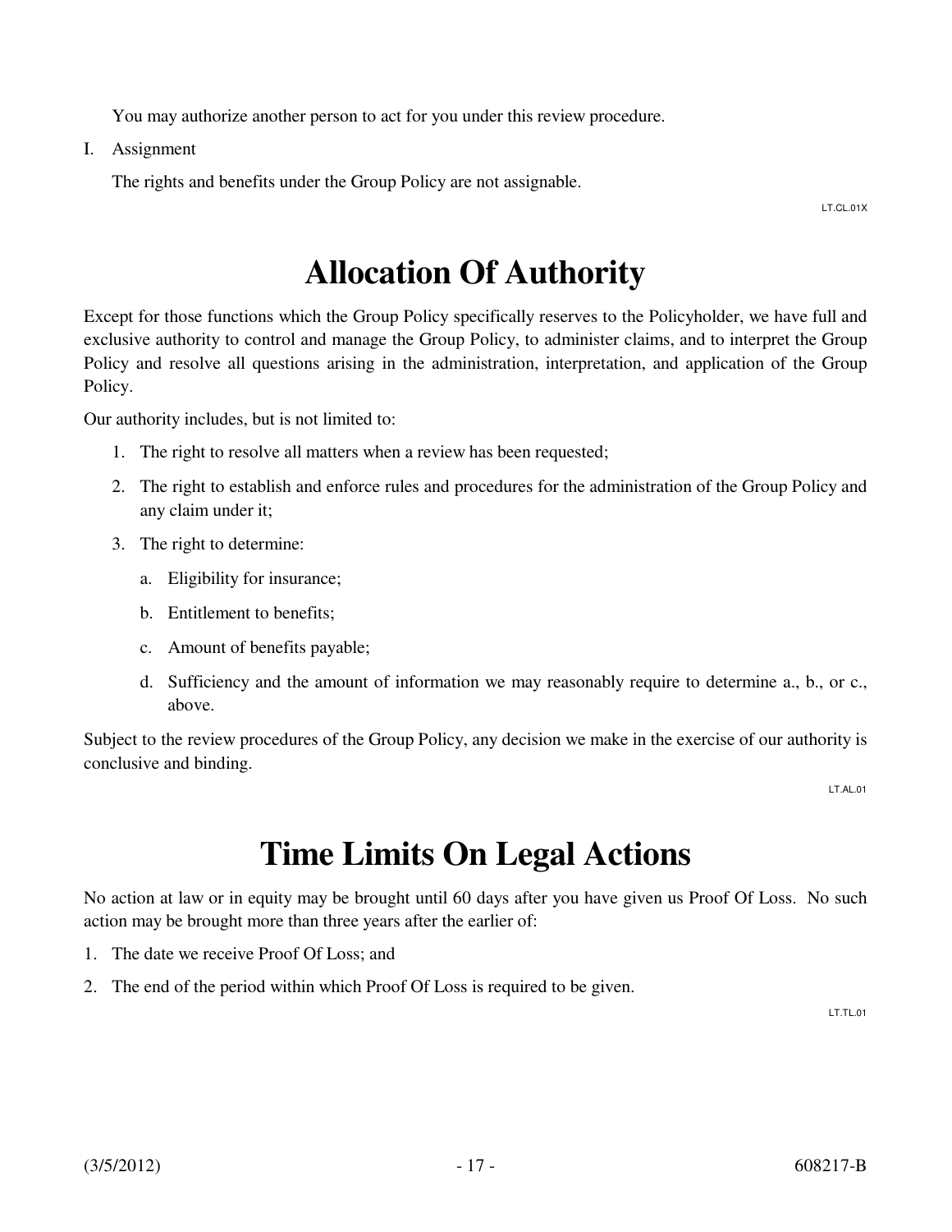You may authorize another person to act for you under this review procedure.

I. Assignment

The rights and benefits under the Group Policy are not assignable.

LT.CL.01X

# Allocation Of Authority

Except for those functions which the Group Policy specifically reserves to the Policyholder, we have full and exclusive authority to control and manage the Group Policy, to administer claims, and to interpret the Group Policy and resolve all questions arising in the administration, interpretation, and application of the Group Policy.

Our authority includes, but is not limited to:

1. The right to resolve all matters when a review has been requested;
2. The right to establish and enforce rules and procedures for the administration of the Group Policy and any claim under it;
3. The right to determine:
   a. Eligibility for insurance;
   b. Entitlement to benefits;
   c. Amount of benefits payable;
   d. Sufficiency and the amount of information we may reasonably require to determine a., b., or c., above.

Subject to the review procedures of the Group Policy, any decision we make in the exercise of our authority is conclusive and binding.

LT.AL.01

# Time Limits On Legal Actions

No action at law or in equity may be brought until 60 days after you have given us Proof Of Loss. No such action may be brought more than three years after the earlier of:

1. The date we receive Proof Of Loss; and
2. The end of the period within which Proof Of Loss is required to be given.

LT.TL.01

(3/5/2012) 608217-B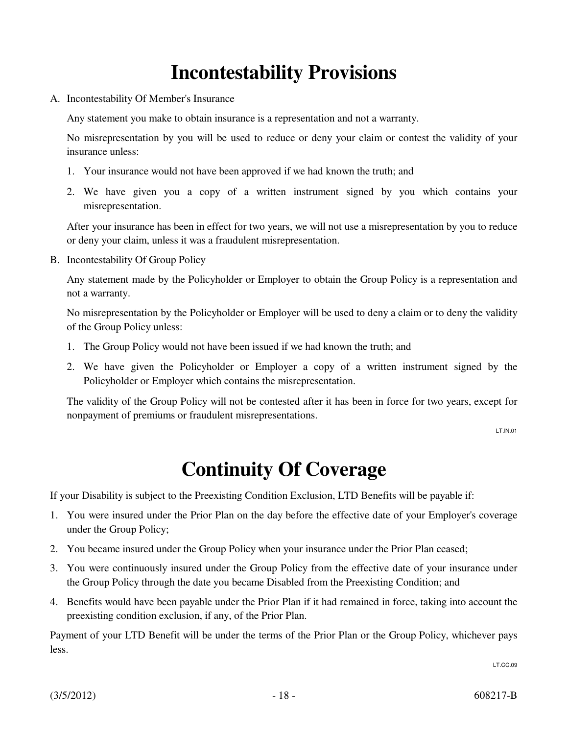# Incontestability Provisions

A. Incontestability Of Member's Insurance

   Any statement you make to obtain insurance is a representation and not a warranty.

   No misrepresentation by you will be used to reduce or deny your claim or contest the validity of your insurance unless:

   1. Your insurance would not have been approved if we had known the truth; and
   2. We have given you a copy of a written instrument signed by you which contains your misrepresentation.

   After your insurance has been in effect for two years, we will not use a misrepresentation by you to reduce or deny your claim, unless it was a fraudulent misrepresentation.

B. Incontestability Of Group Policy

   Any statement made by the Policyholder or Employer to obtain the Group Policy is a representation and not a warranty.

   No misrepresentation by the Policyholder or Employer will be used to deny a claim or to deny the validity of the Group Policy unless:

   1. The Group Policy would not have been issued if we had known the truth; and
   2. We have given the Policyholder or Employer a copy of a written instrument signed by the Policyholder or Employer which contains the misrepresentation.

   The validity of the Group Policy will not be contested after it has been in force for two years, except for nonpayment of premiums or fraudulent misrepresentations.

LT.IN.01

# Continuity Of Coverage

If your Disability is subject to the Preexisting Condition Exclusion, LTD Benefits will be payable if:

1. You were insured under the Prior Plan on the day before the effective date of your Employer's coverage under the Group Policy;
2. You became insured under the Group Policy when your insurance under the Prior Plan ceased;
3. You were continuously insured under the Group Policy from the effective date of your insurance under the Group Policy through the date you became Disabled from the Preexisting Condition; and
4. Benefits would have been payable under the Prior Plan if it had remained in force, taking into account the preexisting condition exclusion, if any, of the Prior Plan.

Payment of your LTD Benefit will be under the terms of the Prior Plan or the Group Policy, whichever pays less.

LT.CC.09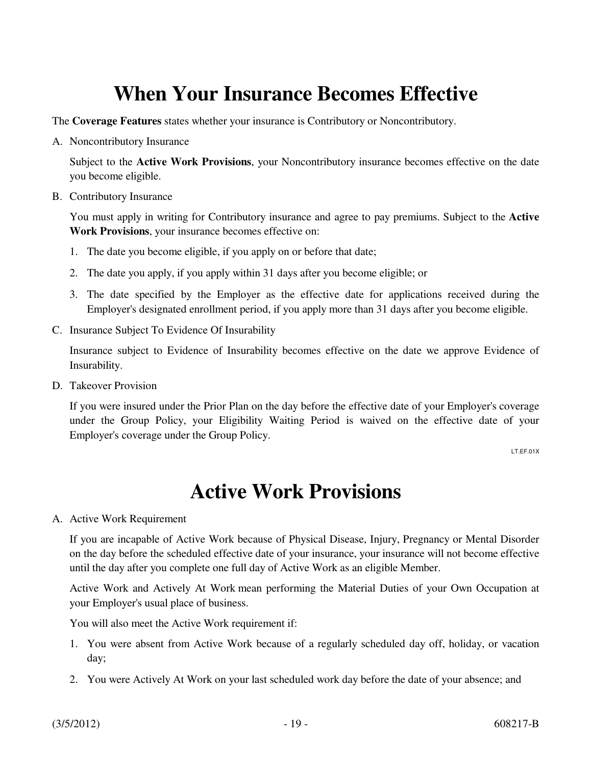# When Your Insurance Becomes Effective

The **Coverage Features** states whether your insurance is Contributory or Noncontributory.

A. Noncontributory Insurance

Subject to the **Active Work Provisions**, your Noncontributory insurance becomes effective on the date you become eligible.

B. Contributory Insurance

You must apply in writing for Contributory insurance and agree to pay premiums. Subject to the **Active Work Provisions**, your insurance becomes effective on:

1. The date you become eligible, if you apply on or before that date;
2. The date you apply, if you apply within 31 days after you become eligible; or
3. The date specified by the Employer as the effective date for applications received during the Employer's designated enrollment period, if you apply more than 31 days after you become eligible.

C. Insurance Subject To Evidence Of Insurability

Insurance subject to Evidence of Insurability becomes effective on the date we approve Evidence of Insurability.

D. Takeover Provision

If you were insured under the Prior Plan on the day before the effective date of your Employer's coverage under the Group Policy, your Eligibility Waiting Period is waived on the effective date of your Employer's coverage under the Group Policy.

LT.EF.01X

# Active Work Provisions

A. Active Work Requirement

If you are incapable of Active Work because of Physical Disease, Injury, Pregnancy or Mental Disorder on the day before the scheduled effective date of your insurance, your insurance will not become effective until the day after you complete one full day of Active Work as an eligible Member.

Active Work and Actively At Work mean performing the Material Duties of your Own Occupation at your Employer's usual place of business.

You will also meet the Active Work requirement if:

1. You were absent from Active Work because of a regularly scheduled day off, holiday, or vacation day;
2. You were Actively At Work on your last scheduled work day before the date of your absence; and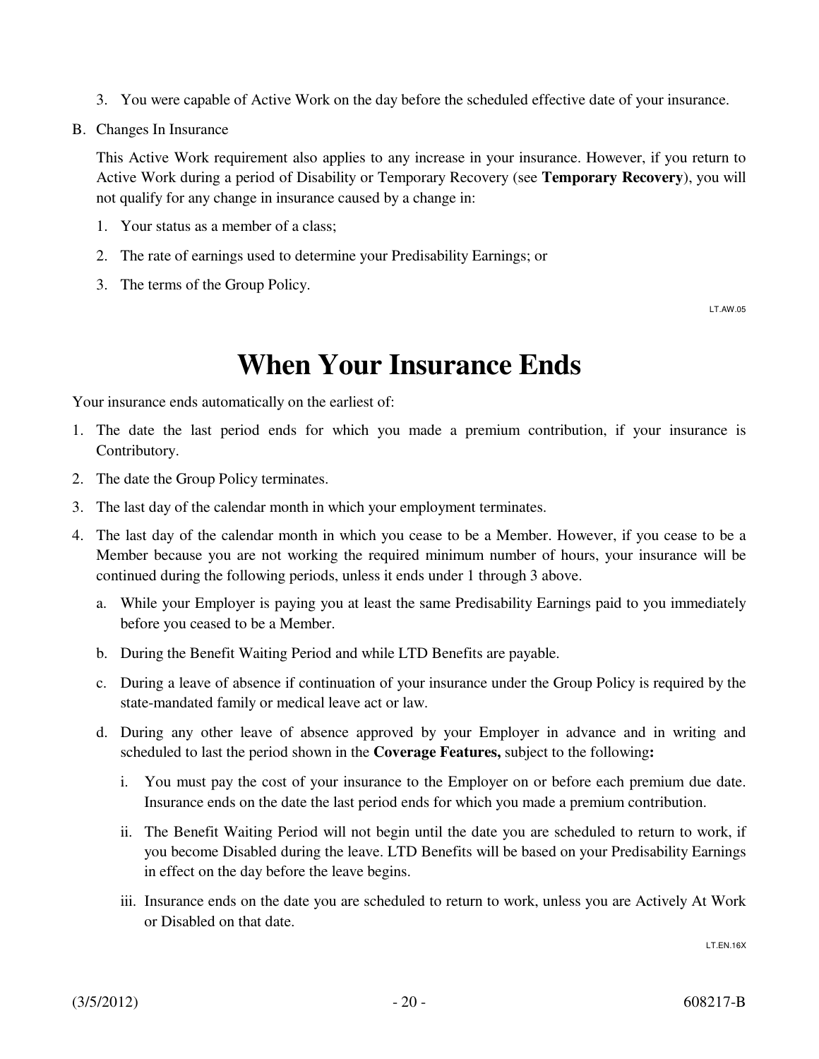3. You were capable of Active Work on the day before the scheduled effective date of your insurance.

B. Changes In Insurance

This Active Work requirement also applies to any increase in your insurance. However, if you return to Active Work during a period of Disability or Temporary Recovery (see **Temporary Recovery**), you will not qualify for any change in insurance caused by a change in:

1. Your status as a member of a class;
2. The rate of earnings used to determine your Predisability Earnings; or
3. The terms of the Group Policy.

LT.AW.05

# When Your Insurance Ends

Your insurance ends automatically on the earliest of:

1. The date the last period ends for which you made a premium contribution, if your insurance is Contributory.
2. The date the Group Policy terminates.
3. The last day of the calendar month in which your employment terminates.
4. The last day of the calendar month in which you cease to be a Member. However, if you cease to be a Member because you are not working the required minimum number of hours, your insurance will be continued during the following periods, unless it ends under 1 through 3 above.
   a. While your Employer is paying you at least the same Predisability Earnings paid to you immediately before you ceased to be a Member.
   b. During the Benefit Waiting Period and while LTD Benefits are payable.
   c. During a leave of absence if continuation of your insurance under the Group Policy is required by the state-mandated family or medical leave act or law.
   d. During any other leave of absence approved by your Employer in advance and in writing and scheduled to last the period shown in the **Coverage Features,** subject to the following**:**
      i. You must pay the cost of your insurance to the Employer on or before each premium due date. Insurance ends on the date the last period ends for which you made a premium contribution.
      ii. The Benefit Waiting Period will not begin until the date you are scheduled to return to work, if you become Disabled during the leave. LTD Benefits will be based on your Predisability Earnings in effect on the day before the leave begins.
      iii. Insurance ends on the date you are scheduled to return to work, unless you are Actively At Work or Disabled on that date.

LT.EN.16X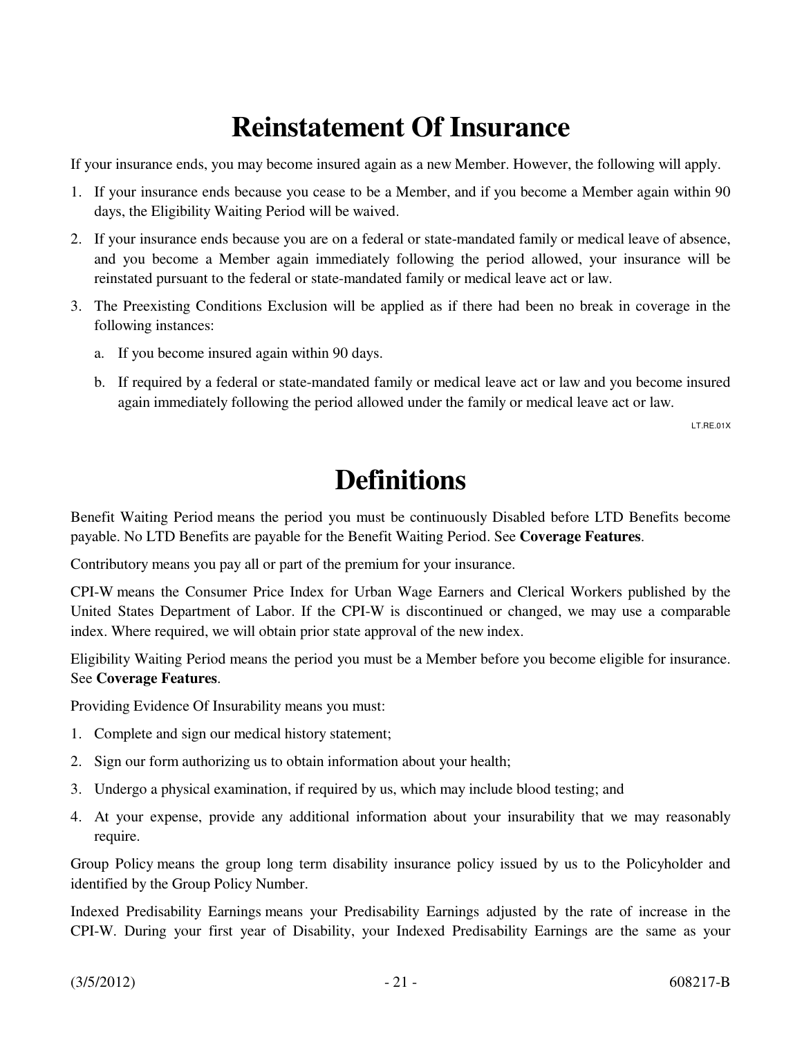# Reinstatement Of Insurance

If your insurance ends, you may become insured again as a new Member. However, the following will apply.

1. If your insurance ends because you cease to be a Member, and if you become a Member again within 90 days, the Eligibility Waiting Period will be waived.
2. If your insurance ends because you are on a federal or state-mandated family or medical leave of absence, and you become a Member again immediately following the period allowed, your insurance will be reinstated pursuant to the federal or state-mandated family or medical leave act or law.
3. The Preexisting Conditions Exclusion will be applied as if there had been no break in coverage in the following instances:
   a. If you become insured again within 90 days.
   b. If required by a federal or state-mandated family or medical leave act or law and you become insured again immediately following the period allowed under the family or medical leave act or law.

LT.RE.01X

# Definitions

Benefit Waiting Period means the period you must be continuously Disabled before LTD Benefits become payable. No LTD Benefits are payable for the Benefit Waiting Period. See **Coverage Features**.

Contributory means you pay all or part of the premium for your insurance.

CPI-W means the Consumer Price Index for Urban Wage Earners and Clerical Workers published by the United States Department of Labor. If the CPI-W is discontinued or changed, we may use a comparable index. Where required, we will obtain prior state approval of the new index.

Eligibility Waiting Period means the period you must be a Member before you become eligible for insurance. See **Coverage Features**.

Providing Evidence Of Insurability means you must:

1. Complete and sign our medical history statement;
2. Sign our form authorizing us to obtain information about your health;
3. Undergo a physical examination, if required by us, which may include blood testing; and
4. At your expense, provide any additional information about your insurability that we may reasonably require.

Group Policy means the group long term disability insurance policy issued by us to the Policyholder and identified by the Group Policy Number.

Indexed Predisability Earnings means your Predisability Earnings adjusted by the rate of increase in the CPI-W. During your first year of Disability, your Indexed Predisability Earnings are the same as your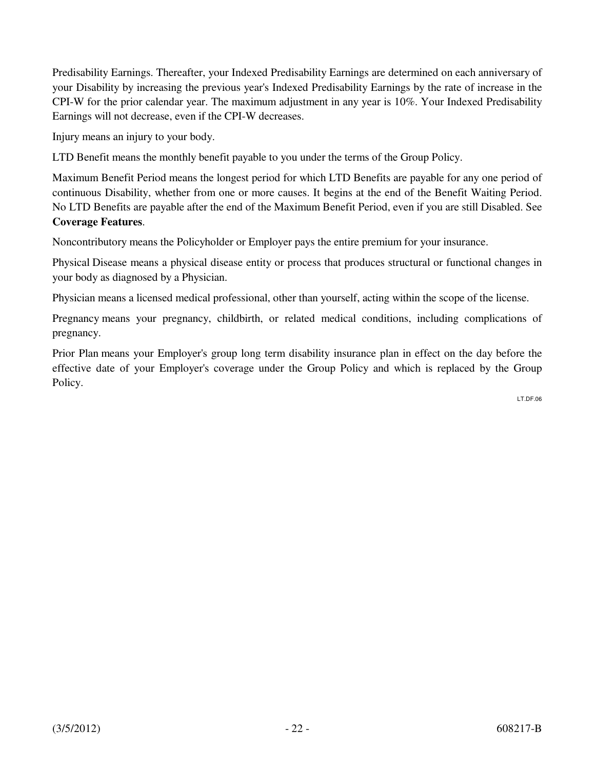Predisability Earnings. Thereafter, your Indexed Predisability Earnings are determined on each anniversary of your Disability by increasing the previous year's Indexed Predisability Earnings by the rate of increase in the CPI-W for the prior calendar year. The maximum adjustment in any year is 10%. Your Indexed Predisability Earnings will not decrease, even if the CPI-W decreases.

Injury means an injury to your body.

LTD Benefit means the monthly benefit payable to you under the terms of the Group Policy.

Maximum Benefit Period means the longest period for which LTD Benefits are payable for any one period of continuous Disability, whether from one or more causes. It begins at the end of the Benefit Waiting Period. No LTD Benefits are payable after the end of the Maximum Benefit Period, even if you are still Disabled. See **Coverage Features**.

Noncontributory means the Policyholder or Employer pays the entire premium for your insurance.

Physical Disease means a physical disease entity or process that produces structural or functional changes in your body as diagnosed by a Physician.

Physician means a licensed medical professional, other than yourself, acting within the scope of the license.

Pregnancy means your pregnancy, childbirth, or related medical conditions, including complications of pregnancy.

Prior Plan means your Employer's group long term disability insurance plan in effect on the day before the effective date of your Employer's coverage under the Group Policy and which is replaced by the Group Policy.

LT.DF.06